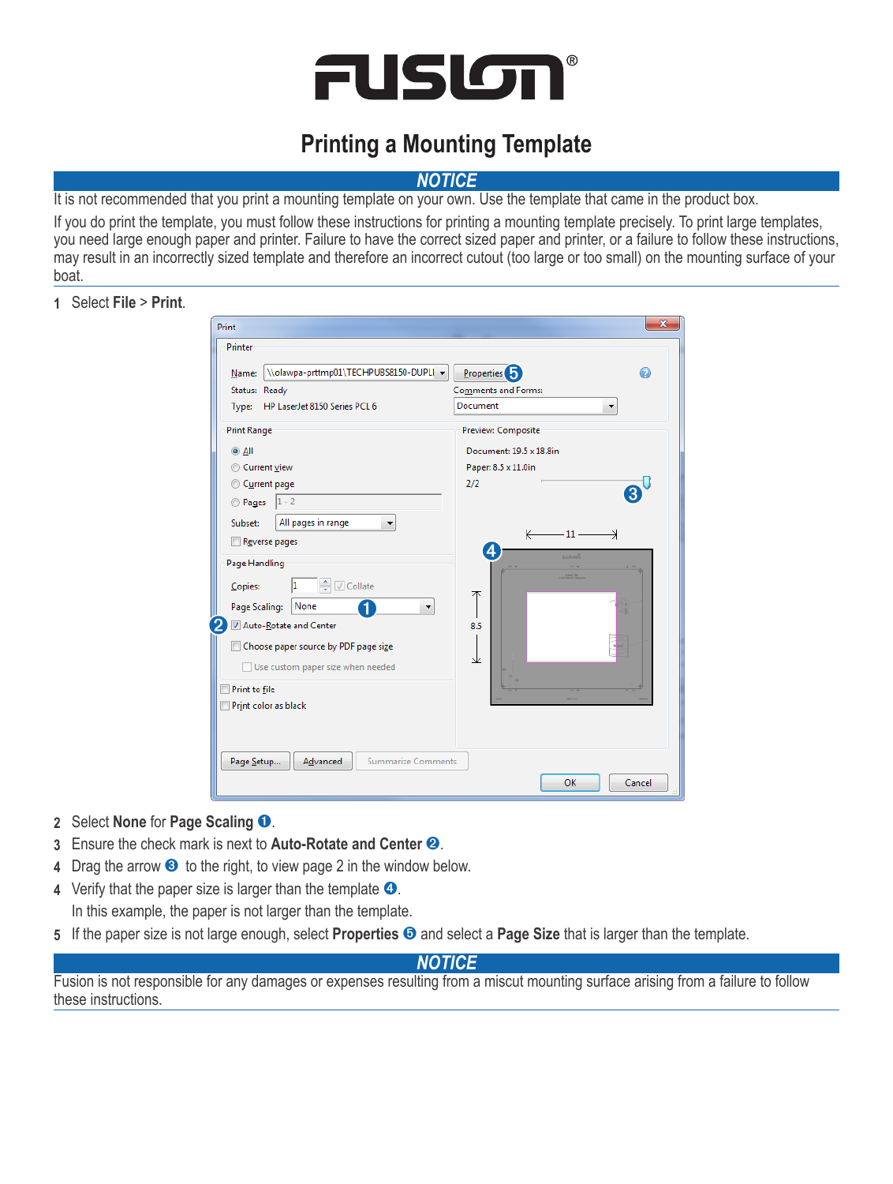# FUSION®

## Printing a Mounting Template

**NOTICE**

It is not recommended that you print a mounting template on your own. Use the template that came in the product box.

If you do print the template, you must follow these instructions for printing a mounting template precisely. To print large templates, you need large enough paper and printer. Failure to have the correct sized paper and printer, or a failure to follow these instructions, may result in an incorrectly sized template and therefore an incorrect cutout (too large or too small) on the mounting surface of your boat.

1 Select **File** > **Print**.

2 Select **None** for **Page Scaling** ❶.

3 Ensure the check mark is next to **Auto-Rotate and Center** ❷.

4 Drag the arrow ❸ to the right, to view page 2 in the window below.

4 Verify that the paper size is larger than the template ❹.

In this example, the paper is not larger than the template.

5 If the paper size is not large enough, select **Properties** ❺ and select a **Page Size** that is larger than the template.

**NOTICE**

Fusion is not responsible for any damages or expenses resulting from a miscut mounting surface arising from a failure to follow these instructions.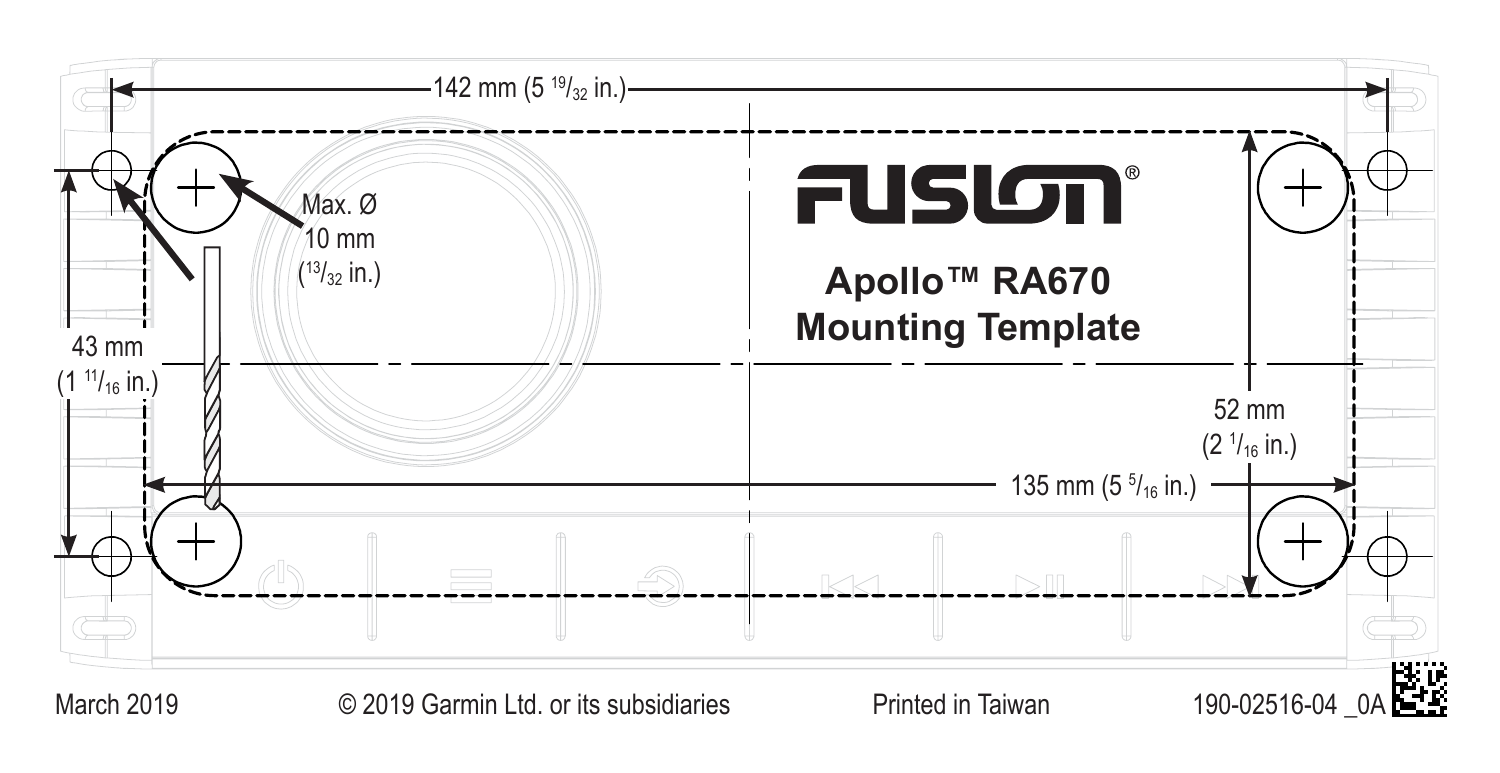142 mm (5 19/32 in.)

Max. Ø
10 mm
(13/32 in.)

FUSION®

**Apollo™ RA670**
**Mounting Template**

43 mm
(1 11/16 in.)

52 mm
(2 1/16 in.)

135 mm (5 5/16 in.)

March 2019 © 2019 Garmin Ltd. or its subsidiaries Printed in Taiwan 190-02516-04 _0A